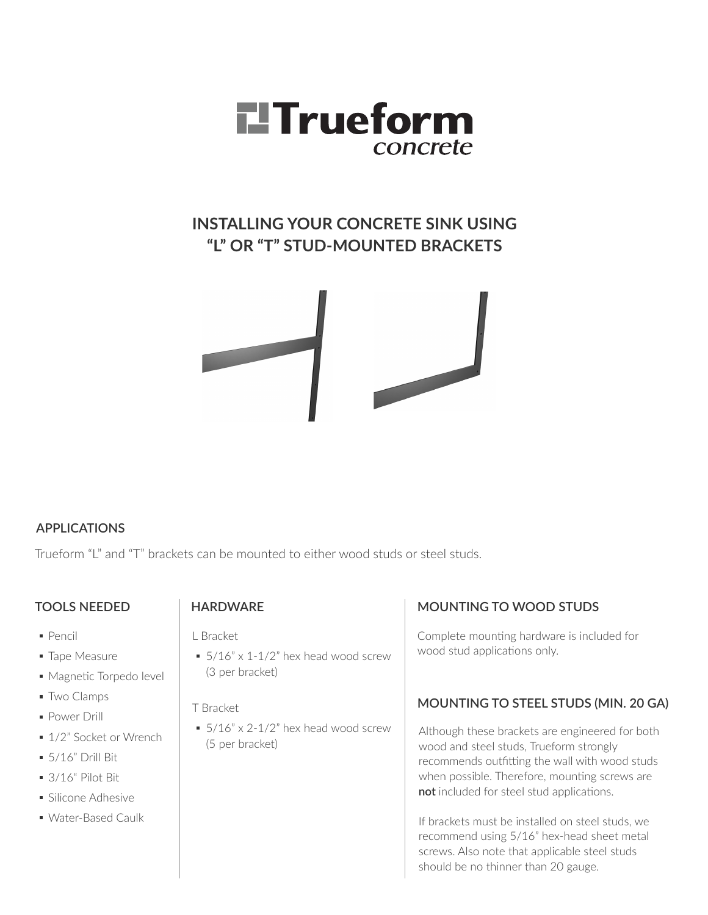# Trueform concrete

## INSTALLING YOUR CONCRETE SINK USING "L" OR "T" STUD-MOUNTED BRACKETS

### APPLICATIONS

Trueform "L" and "T" brackets can be mounted to either wood studs or steel studs.

### TOOLS NEEDED

- Pencil
- Tape Measure
- Magnetic Torpedo level
- Two Clamps
- Power Drill
- 1/2" Socket or Wrench
- 5/16" Drill Bit
- 3/16" Pilot Bit
- Silicone Adhesive
- Water-Based Caulk

### HARDWARE

L Bracket

- 5/16" x 1-1/2" hex head wood screw (3 per bracket)

T Bracket

- 5/16" x 2-1/2" hex head wood screw (5 per bracket)

### MOUNTING TO WOOD STUDS

Complete mounting hardware is included for wood stud applications only.

### MOUNTING TO STEEL STUDS (MIN. 20 GA)

Although these brackets are engineered for both wood and steel studs, Trueform strongly recommends outfitting the wall with wood studs when possible. Therefore, mounting screws are **not** included for steel stud applications.

If brackets must be installed on steel studs, we recommend using 5/16" hex-head sheet metal screws. Also note that applicable steel studs should be no thinner than 20 gauge.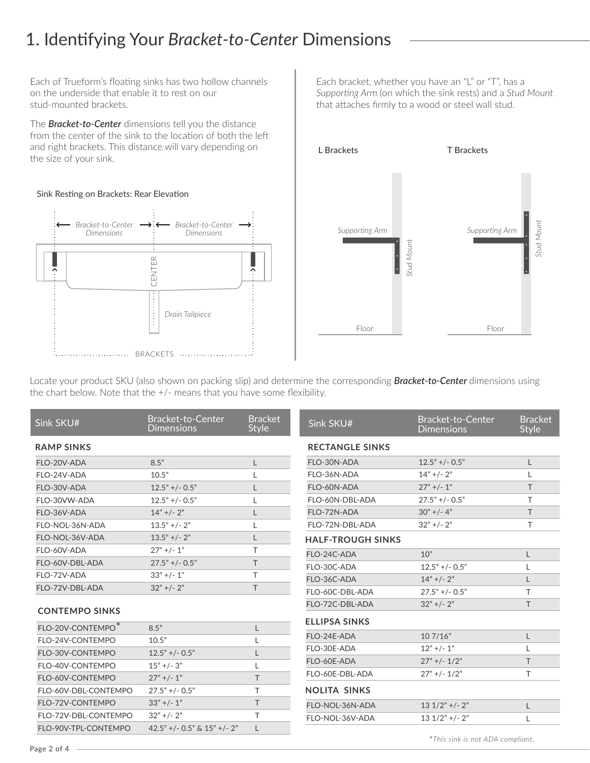#### 1. Identifying Your *Bracket-to-Center* Dimensions

Each of Trueform's floating sinks has two hollow channels on the underside that enable it to rest on our stud-mounted brackets.

The ***Bracket-to-Center*** dimensions tell you the distance from the center of the sink to the location of both the left and right brackets. This distance will vary depending on the size of your sink.

Sink Resting on Brackets: Rear Elevation

*Bracket-to-Center Dimensions* | *Bracket-to-Center Dimensions* | CENTER | *Drain Tailpiece* | BRACKETS

Each bracket, whether you have an "L" or "T", has a *Supporting Arm* (on which the sink rests) and a *Stud Mount* that attaches firmly to a wood or steel wall stud.

L Brackets | T Brackets

*Supporting Arm* | *Stud Mount* | Floor

Locate your product SKU (also shown on packing slip) and determine the corresponding ***Bracket-to-Center*** dimensions using the chart below. Note that the +/- means that you have some flexibility.

| Sink SKU# | Bracket-to-Center Dimensions | Bracket Style |
|---|---|---|
| **RAMP SINKS** | | |
| FLO-20V-ADA | 8.5" | L |
| FLO-24V-ADA | 10.5" | L |
| FLO-30V-ADA | 12.5" +/- 0.5" | L |
| FLO-30VW-ADA | 12.5" +/- 0.5" | L |
| FLO-36V-ADA | 14" +/- 2" | L |
| FLO-NOL-36N-ADA | 13.5" +/- 2" | L |
| FLO-NOL-36V-ADA | 13.5" +/- 2" | L |
| FLO-60V-ADA | 27" +/- 1" | T |
| FLO-60V-DBL-ADA | 27.5" +/- 0.5" | T |
| FLO-72V-ADA | 33" +/- 1" | T |
| FLO-72V-DBL-ADA | 32" +/- 2" | T |
| **CONTEMPO SINKS** | | |
| FLO-20V-CONTEMPO* | 8.5" | L |
| FLO-24V-CONTEMPO | 10.5" | L |
| FLO-30V-CONTEMPO | 12.5" +/- 0.5" | L |
| FLO-40V-CONTEMPO | 15" +/- 3" | L |
| FLO-60V-CONTEMPO | 27" +/- 1" | T |
| FLO-60V-DBL-CONTEMPO | 27.5" +/- 0.5" | T |
| FLO-72V-CONTEMPO | 33" +/- 1" | T |
| FLO-72V-DBL-CONTEMPO | 32" +/- 2" | T |
| FLO-90V-TPL-CONTEMPO | 42.5" +/- 0.5" & 15" +/- 2" | L |

| Sink SKU# | Bracket-to-Center Dimensions | Bracket Style |
|---|---|---|
| **RECTANGLE SINKS** | | |
| FLO-30N-ADA | 12.5" +/- 0.5" | L |
| FLO-36N-ADA | 14" +/- 2" | L |
| FLO-60N-ADA | 27" +/- 1" | T |
| FLO-60N-DBL-ADA | 27.5" +/- 0.5" | T |
| FLO-72N-ADA | 30" +/- 4" | T |
| FLO-72N-DBL-ADA | 32" +/- 2" | T |
| **HALF-TROUGH SINKS** | | |
| FLO-24C-ADA | 10" | L |
| FLO-30C-ADA | 12.5" +/- 0.5" | L |
| FLO-36C-ADA | 14" +/- 2" | L |
| FLO-60C-DBL-ADA | 27.5" +/- 0.5" | T |
| FLO-72C-DBL-ADA | 32" +/- 2" | T |
| **ELLIPSA SINKS** | | |
| FLO-24E-ADA | 10 7/16" | L |
| FLO-30E-ADA | 12" +/- 1" | L |
| FLO-60E-ADA | 27" +/- 1/2" | T |
| FLO-60E-DBL-ADA | 27" +/- 1/2" | T |
| **NOLITA SINKS** | | |
| FLO-NOL-36N-ADA | 13 1/2" +/- 2" | L |
| FLO-NOL-36V-ADA | 13 1/2" +/- 2" | L |

**This sink is not ADA compliant.*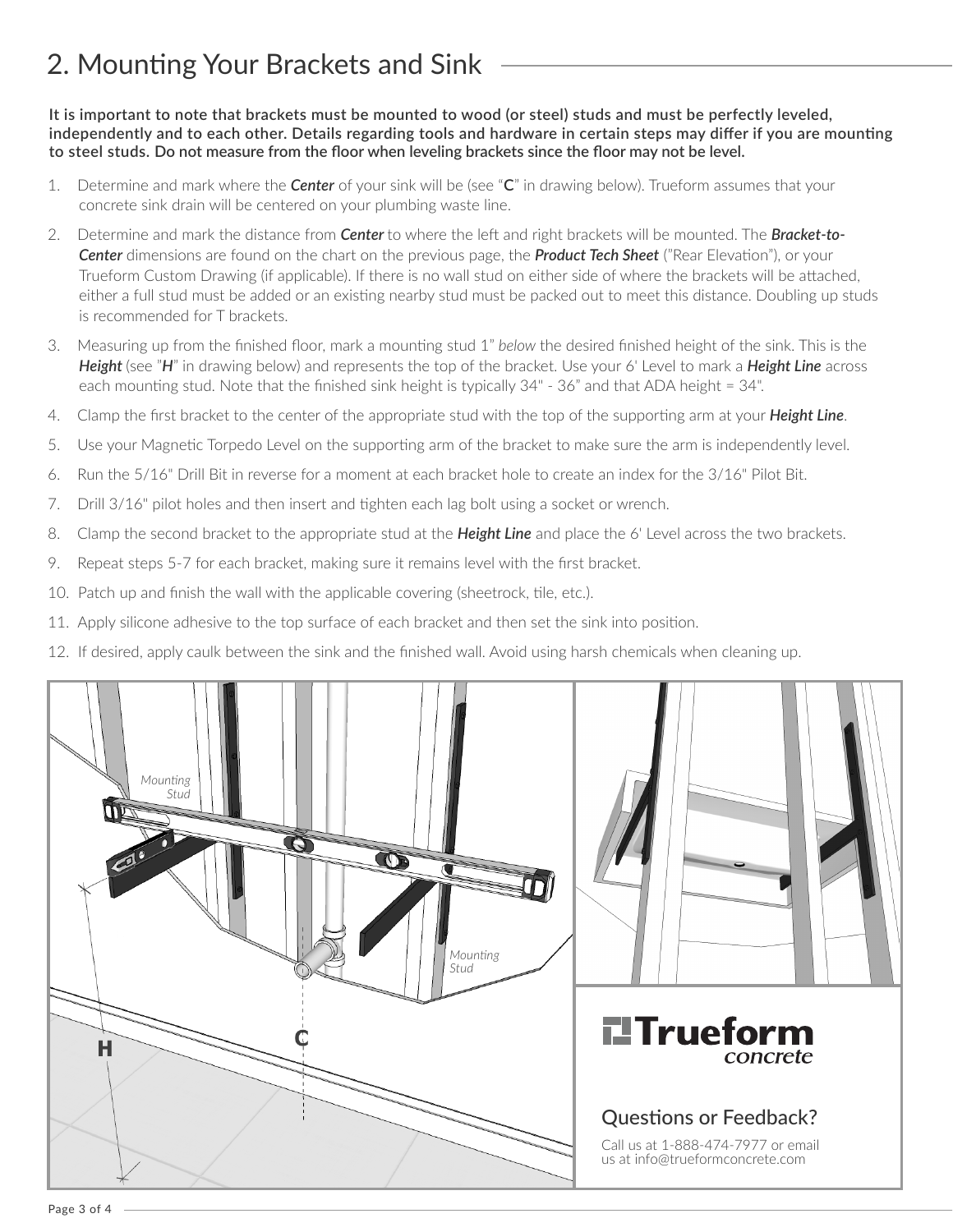## 2. Mounting Your Brackets and Sink

**It is important to note that brackets must be mounted to wood (or steel) studs and must be perfectly leveled, independently and to each other. Details regarding tools and hardware in certain steps may differ if you are mounting to steel studs. Do not measure from the floor when leveling brackets since the floor may not be level.**

1. Determine and mark where the ***Center*** of your sink will be (see "**C**" in drawing below). Trueform assumes that your concrete sink drain will be centered on your plumbing waste line.
2. Determine and mark the distance from ***Center*** to where the left and right brackets will be mounted. The ***Bracket-to-Center*** dimensions are found on the chart on the previous page, the ***Product Tech Sheet*** ("Rear Elevation"), or your Trueform Custom Drawing (if applicable). If there is no wall stud on either side of where the brackets will be attached, either a full stud must be added or an existing nearby stud must be packed out to meet this distance. Doubling up studs is recommended for T brackets.
3. Measuring up from the finished floor, mark a mounting stud 1" *below* the desired finished height of the sink. This is the ***Height*** (see "***H***" in drawing below) and represents the top of the bracket. Use your 6' Level to mark a ***Height Line*** across each mounting stud. Note that the finished sink height is typically 34" - 36" and that ADA height = 34".
4. Clamp the first bracket to the center of the appropriate stud with the top of the supporting arm at your ***Height Line***.
5. Use your Magnetic Torpedo Level on the supporting arm of the bracket to make sure the arm is independently level.
6. Run the 5/16" Drill Bit in reverse for a moment at each bracket hole to create an index for the 3/16" Pilot Bit.
7. Drill 3/16" pilot holes and then insert and tighten each lag bolt using a socket or wrench.
8. Clamp the second bracket to the appropriate stud at the ***Height Line*** and place the 6' Level across the two brackets.
9. Repeat steps 5-7 for each bracket, making sure it remains level with the first bracket.
10. Patch up and finish the wall with the applicable covering (sheetrock, tile, etc.).
11. Apply silicone adhesive to the top surface of each bracket and then set the sink into position.
12. If desired, apply caulk between the sink and the finished wall. Avoid using harsh chemicals when cleaning up.

Mounting Stud

Mounting Stud

H

C

**Trueform** *concrete*

### Questions or Feedback?

Call us at 1-888-474-7977 or email us at info@trueformconcrete.com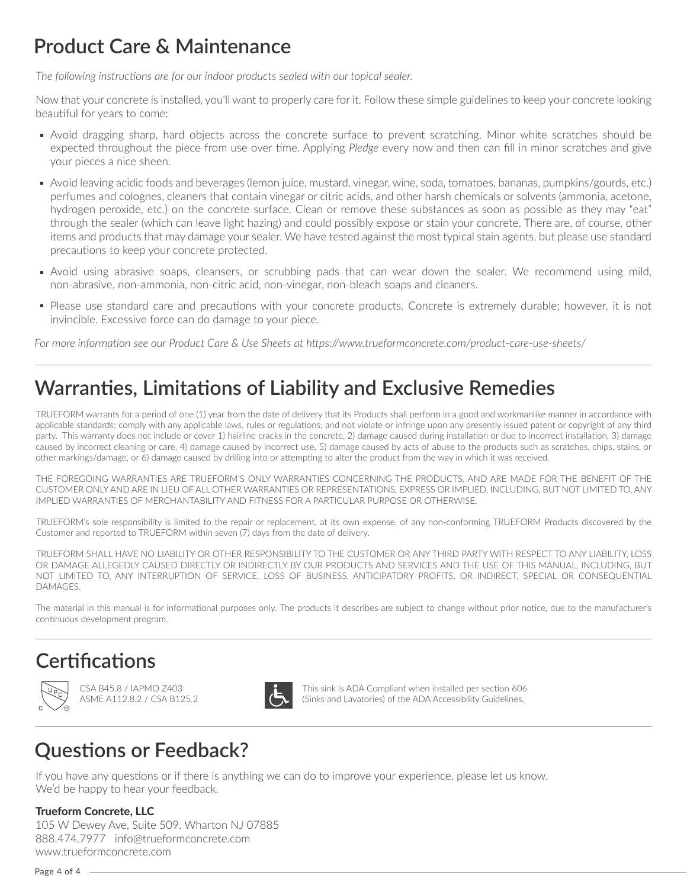## Product Care & Maintenance

*The following instructions are for our indoor products sealed with our topical sealer.*

Now that your concrete is installed, you'll want to properly care for it. Follow these simple guidelines to keep your concrete looking beautiful for years to come:

- Avoid dragging sharp, hard objects across the concrete surface to prevent scratching. Minor white scratches should be expected throughout the piece from use over time. Applying *Pledge* every now and then can fill in minor scratches and give your pieces a nice sheen.
- Avoid leaving acidic foods and beverages (lemon juice, mustard, vinegar, wine, soda, tomatoes, bananas, pumpkins/gourds, etc.) perfumes and colognes, cleaners that contain vinegar or citric acids, and other harsh chemicals or solvents (ammonia, acetone, hydrogen peroxide, etc.) on the concrete surface. Clean or remove these substances as soon as possible as they may "eat" through the sealer (which can leave light hazing) and could possibly expose or stain your concrete. There are, of course, other items and products that may damage your sealer. We have tested against the most typical stain agents, but please use standard precautions to keep your concrete protected.
- Avoid using abrasive soaps, cleansers, or scrubbing pads that can wear down the sealer. We recommend using mild, non-abrasive, non-ammonia, non-citric acid, non-vinegar, non-bleach soaps and cleaners.
- Please use standard care and precautions with your concrete products. Concrete is extremely durable; however, it is not invincible. Excessive force can do damage to your piece.

*For more information see our Product Care & Use Sheets at https://www.trueformconcrete.com/product-care-use-sheets/*

## Warranties, Limitations of Liability and Exclusive Remedies

TRUEFORM warrants for a period of one (1) year from the date of delivery that its Products shall perform in a good and workmanlike manner in accordance with applicable standards; comply with any applicable laws, rules or regulations; and not violate or infringe upon any presently issued patent or copyright of any third party. This warranty does not include or cover 1) hairline cracks in the concrete, 2) damage caused during installation or due to incorrect installation, 3) damage caused by incorrect cleaning or care, 4) damage caused by incorrect use, 5) damage caused by acts of abuse to the products such as scratches, chips, stains, or other markings/damage, or 6) damage caused by drilling into or attempting to alter the product from the way in which it was received.

THE FOREGOING WARRANTIES ARE TRUEFORM'S ONLY WARRANTIES CONCERNING THE PRODUCTS, AND ARE MADE FOR THE BENEFIT OF THE CUSTOMER ONLY AND ARE IN LIEU OF ALL OTHER WARRANTIES OR REPRESENTATIONS, EXPRESS OR IMPLIED, INCLUDING, BUT NOT LIMITED TO, ANY IMPLIED WARRANTIES OF MERCHANTABILITY AND FITNESS FOR A PARTICULAR PURPOSE OR OTHERWISE.

TRUEFORM's sole responsibility is limited to the repair or replacement, at its own expense, of any non-conforming TRUEFORM Products discovered by the Customer and reported to TRUEFORM within seven (7) days from the date of delivery.

TRUEFORM SHALL HAVE NO LIABILITY OR OTHER RESPONSIBILITY TO THE CUSTOMER OR ANY THIRD PARTY WITH RESPECT TO ANY LIABILITY, LOSS OR DAMAGE ALLEGEDLY CAUSED DIRECTLY OR INDIRECTLY BY OUR PRODUCTS AND SERVICES AND THE USE OF THIS MANUAL, INCLUDING, BUT NOT LIMITED TO, ANY INTERRUPTION OF SERVICE, LOSS OF BUSINESS, ANTICIPATORY PROFITS, OR INDIRECT, SPECIAL OR CONSEQUENTIAL DAMAGES.

The material in this manual is for informational purposes only. The products it describes are subject to change without prior notice, due to the manufacturer's continuous development program.

## Certifications

CSA B45.8 / IAPMO Z403
ASME A112.8.2 / CSA B125.2

This sink is ADA Compliant when installed per section 606 (Sinks and Lavatories) of the ADA Accessibility Guidelines.

## Questions or Feedback?

If you have any questions or if there is anything we can do to improve your experience, please let us know.
We'd be happy to hear your feedback.

**Trueform Concrete, LLC**
105 W Dewey Ave, Suite 509. Wharton NJ 07885
888.474.7977 info@trueformconcrete.com
www.trueformconcrete.com